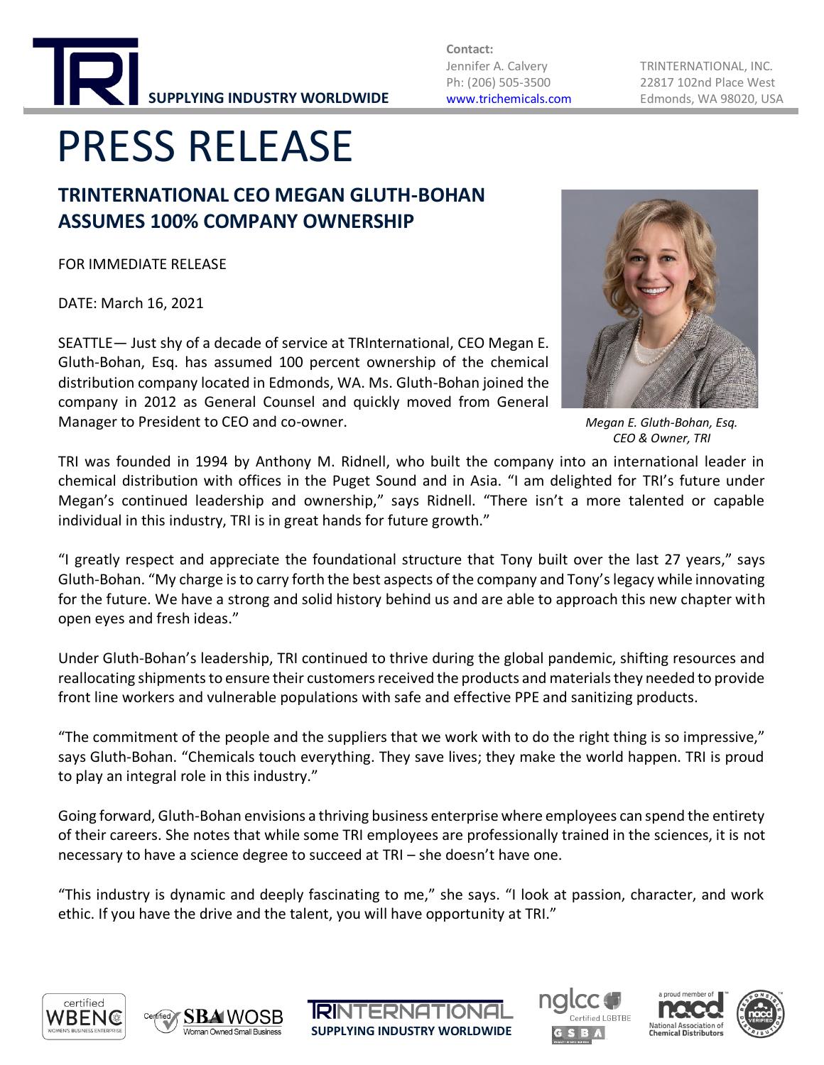**TRI** SUPPLYING INDUSTRY WORLDWIDE

**Contact:**
Jennifer A. Calvery
Ph: (206) 505-3500
www.trichemicals.com

TRINTERNATIONAL, INC.
22817 102nd Place West
Edmonds, WA 98020, USA

# PRESS RELEASE

## TRINTERNATIONAL CEO MEGAN GLUTH-BOHAN ASSUMES 100% COMPANY OWNERSHIP

FOR IMMEDIATE RELEASE

DATE: March 16, 2021

SEATTLE— Just shy of a decade of service at TRInternational, CEO Megan E. Gluth-Bohan, Esq. has assumed 100 percent ownership of the chemical distribution company located in Edmonds, WA. Ms. Gluth-Bohan joined the company in 2012 as General Counsel and quickly moved from General Manager to President to CEO and co-owner.

*Megan E. Gluth-Bohan, Esq.*
*CEO & Owner, TRI*

TRI was founded in 1994 by Anthony M. Ridnell, who built the company into an international leader in chemical distribution with offices in the Puget Sound and in Asia. "I am delighted for TRI's future under Megan's continued leadership and ownership," says Ridnell. "There isn't a more talented or capable individual in this industry, TRI is in great hands for future growth."

"I greatly respect and appreciate the foundational structure that Tony built over the last 27 years," says Gluth-Bohan. "My charge is to carry forth the best aspects of the company and Tony's legacy while innovating for the future. We have a strong and solid history behind us and are able to approach this new chapter with open eyes and fresh ideas."

Under Gluth-Bohan's leadership, TRI continued to thrive during the global pandemic, shifting resources and reallocating shipments to ensure their customers received the products and materials they needed to provide front line workers and vulnerable populations with safe and effective PPE and sanitizing products.

"The commitment of the people and the suppliers that we work with to do the right thing is so impressive," says Gluth-Bohan. "Chemicals touch everything. They save lives; they make the world happen. TRI is proud to play an integral role in this industry."

Going forward, Gluth-Bohan envisions a thriving business enterprise where employees can spend the entirety of their careers. She notes that while some TRI employees are professionally trained in the sciences, it is not necessary to have a science degree to succeed at TRI – she doesn't have one.

"This industry is dynamic and deeply fascinating to me," she says. "I look at passion, character, and work ethic. If you have the drive and the talent, you will have opportunity at TRI."

certified WBENC Women's Business Enterprise | Certified SBA WOSB Woman Owned Small Business | TRINTERNATIONAL SUPPLYING INDUSTRY WORLDWIDE | nglcc Certified LGBTBE GSBA | a proud member of nacd National Association of Chemical Distributors | Responsible Distribution nacd Verified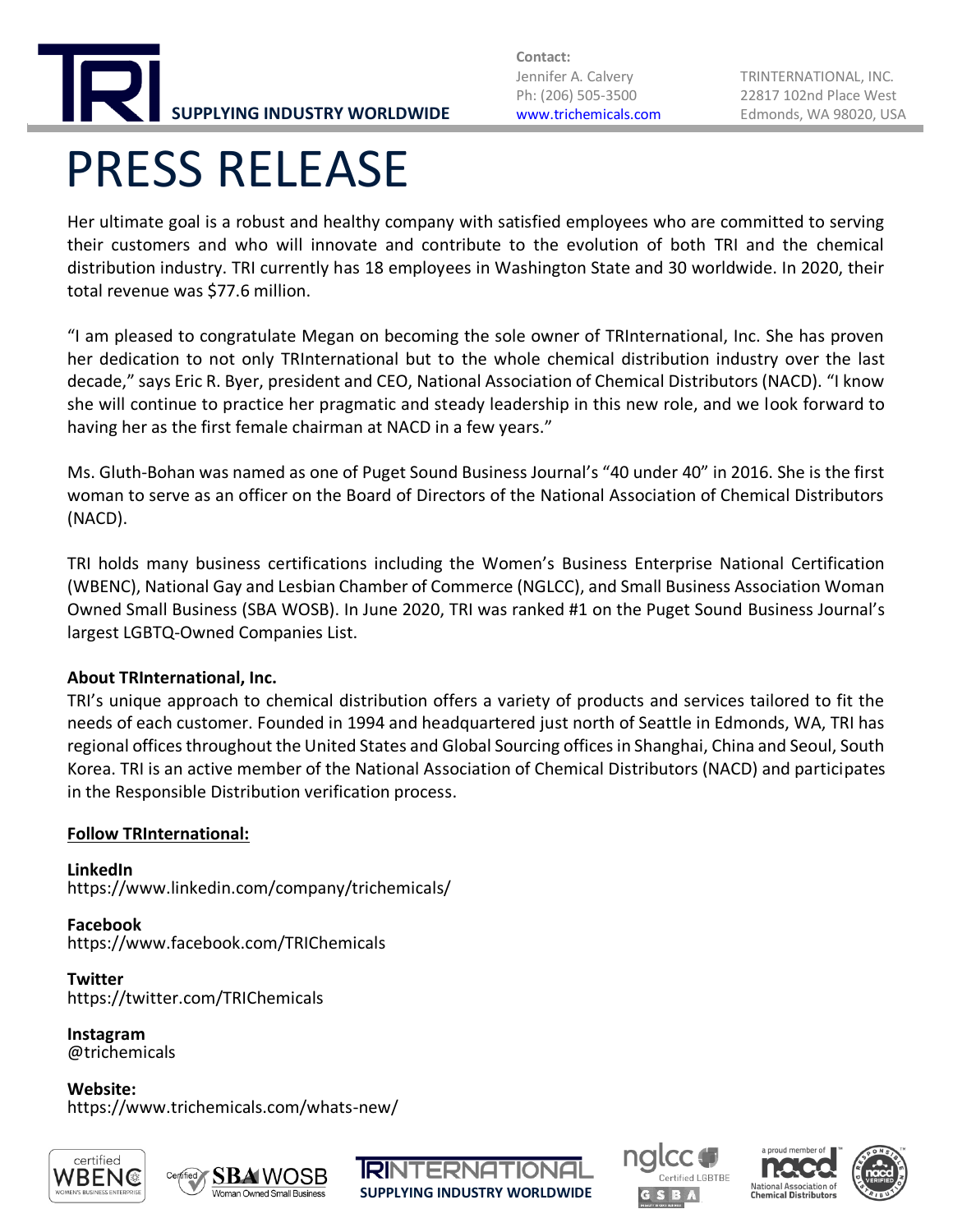# PRESS RELEASE

Her ultimate goal is a robust and healthy company with satisfied employees who are committed to serving their customers and who will innovate and contribute to the evolution of both TRI and the chemical distribution industry. TRI currently has 18 employees in Washington State and 30 worldwide. In 2020, their total revenue was $77.6 million.

"I am pleased to congratulate Megan on becoming the sole owner of TRInternational, Inc. She has proven her dedication to not only TRInternational but to the whole chemical distribution industry over the last decade," says Eric R. Byer, president and CEO, National Association of Chemical Distributors (NACD). "I know she will continue to practice her pragmatic and steady leadership in this new role, and we look forward to having her as the first female chairman at NACD in a few years."

Ms. Gluth-Bohan was named as one of Puget Sound Business Journal's "40 under 40" in 2016. She is the first woman to serve as an officer on the Board of Directors of the National Association of Chemical Distributors (NACD).

TRI holds many business certifications including the Women's Business Enterprise National Certification (WBENC), National Gay and Lesbian Chamber of Commerce (NGLCC), and Small Business Association Woman Owned Small Business (SBA WOSB). In June 2020, TRI was ranked #1 on the Puget Sound Business Journal's largest LGBTQ-Owned Companies List.

**About TRInternational, Inc.**

TRI's unique approach to chemical distribution offers a variety of products and services tailored to fit the needs of each customer. Founded in 1994 and headquartered just north of Seattle in Edmonds, WA, TRI has regional offices throughout the United States and Global Sourcing offices in Shanghai, China and Seoul, South Korea. TRI is an active member of the National Association of Chemical Distributors (NACD) and participates in the Responsible Distribution verification process.

**Follow TRInternational:**

**LinkedIn**
https://www.linkedin.com/company/trichemicals/

**Facebook**
https://www.facebook.com/TRIChemicals

**Twitter**
https://twitter.com/TRIChemicals

**Instagram**
@trichemicals

**Website:**
https://www.trichemicals.com/whats-new/